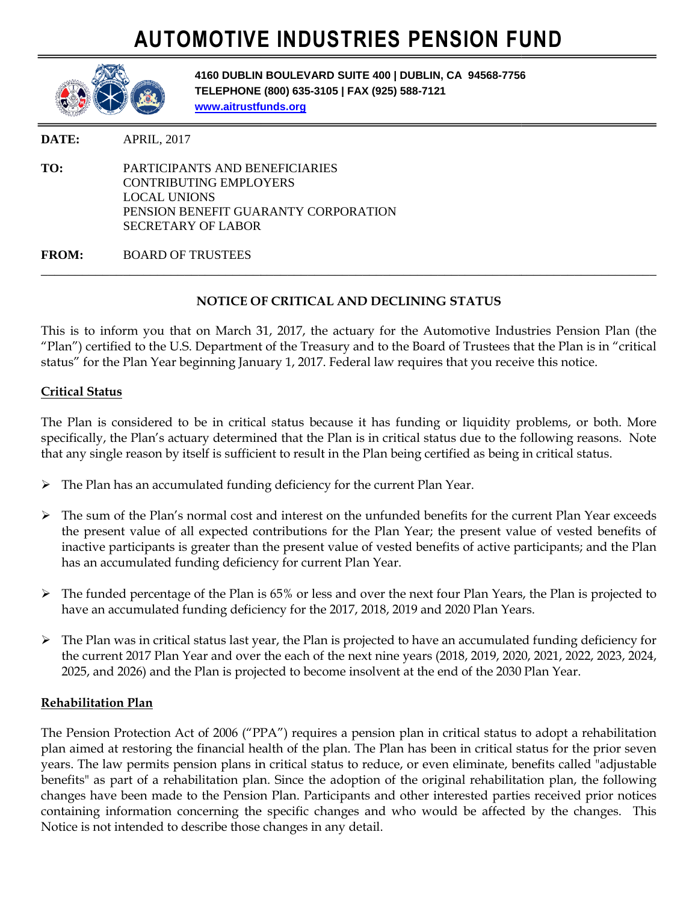# AUTOMOTIVE INDUSTRIES PENSION FUND

**4160 DUBLIN BOULEVARD SUITE 400 | DUBLIN, CA 94568-7756**
**TELEPHONE (800) 635-3105 | FAX (925) 588-7121**
**www.aitrustfunds.org**

**DATE:** APRIL, 2017

**TO:** PARTICIPANTS AND BENEFICIARIES
CONTRIBUTING EMPLOYERS
LOCAL UNIONS
PENSION BENEFIT GUARANTY CORPORATION
SECRETARY OF LABOR

**FROM:** BOARD OF TRUSTEES

---

**NOTICE OF CRITICAL AND DECLINING STATUS**

This is to inform you that on March 31, 2017, the actuary for the Automotive Industries Pension Plan (the "Plan") certified to the U.S. Department of the Treasury and to the Board of Trustees that the Plan is in "critical status" for the Plan Year beginning January 1, 2017. Federal law requires that you receive this notice.

**Critical Status**

The Plan is considered to be in critical status because it has funding or liquidity problems, or both. More specifically, the Plan's actuary determined that the Plan is in critical status due to the following reasons. Note that any single reason by itself is sufficient to result in the Plan being certified as being in critical status.

- The Plan has an accumulated funding deficiency for the current Plan Year.
- The sum of the Plan's normal cost and interest on the unfunded benefits for the current Plan Year exceeds the present value of all expected contributions for the Plan Year; the present value of vested benefits of inactive participants is greater than the present value of vested benefits of active participants; and the Plan has an accumulated funding deficiency for current Plan Year.
- The funded percentage of the Plan is 65% or less and over the next four Plan Years, the Plan is projected to have an accumulated funding deficiency for the 2017, 2018, 2019 and 2020 Plan Years.
- The Plan was in critical status last year, the Plan is projected to have an accumulated funding deficiency for the current 2017 Plan Year and over the each of the next nine years (2018, 2019, 2020, 2021, 2022, 2023, 2024, 2025, and 2026) and the Plan is projected to become insolvent at the end of the 2030 Plan Year.

**Rehabilitation Plan**

The Pension Protection Act of 2006 ("PPA") requires a pension plan in critical status to adopt a rehabilitation plan aimed at restoring the financial health of the plan. The Plan has been in critical status for the prior seven years. The law permits pension plans in critical status to reduce, or even eliminate, benefits called "adjustable benefits" as part of a rehabilitation plan. Since the adoption of the original rehabilitation plan, the following changes have been made to the Pension Plan. Participants and other interested parties received prior notices containing information concerning the specific changes and who would be affected by the changes. This Notice is not intended to describe those changes in any detail.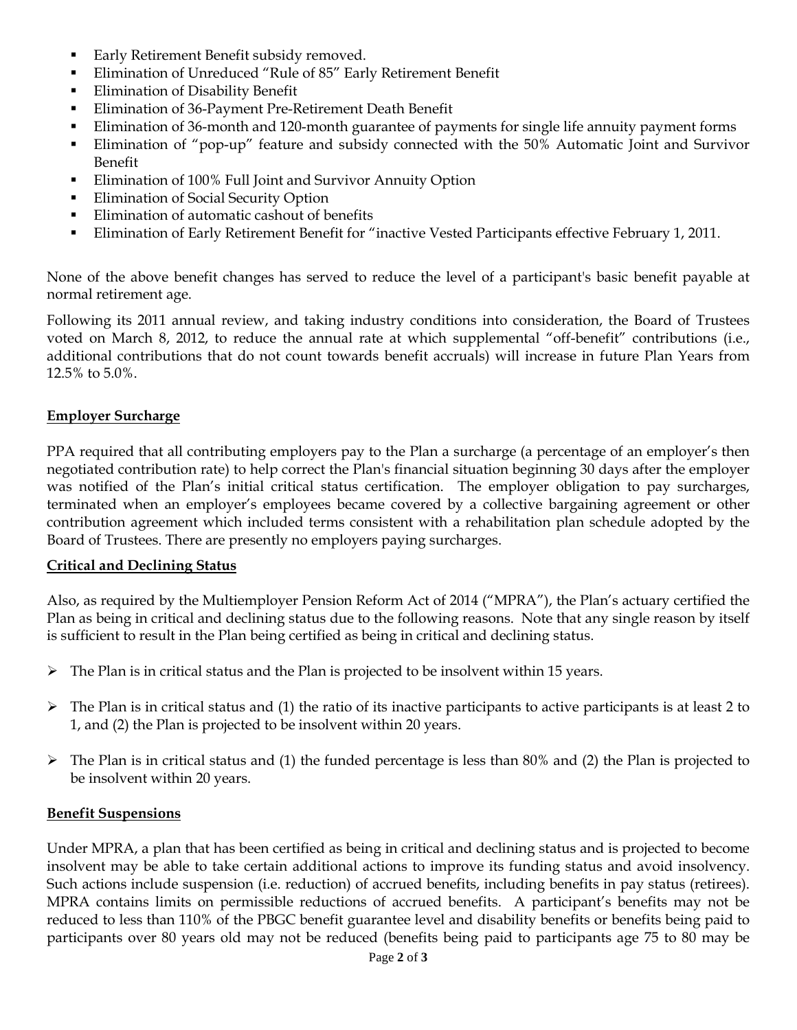- Early Retirement Benefit subsidy removed.
- Elimination of Unreduced "Rule of 85" Early Retirement Benefit
- Elimination of Disability Benefit
- Elimination of 36-Payment Pre-Retirement Death Benefit
- Elimination of 36-month and 120-month guarantee of payments for single life annuity payment forms
- Elimination of "pop-up" feature and subsidy connected with the 50% Automatic Joint and Survivor Benefit
- Elimination of 100% Full Joint and Survivor Annuity Option
- Elimination of Social Security Option
- Elimination of automatic cashout of benefits
- Elimination of Early Retirement Benefit for "inactive Vested Participants effective February 1, 2011.

None of the above benefit changes has served to reduce the level of a participant's basic benefit payable at normal retirement age.

Following its 2011 annual review, and taking industry conditions into consideration, the Board of Trustees voted on March 8, 2012, to reduce the annual rate at which supplemental "off-benefit" contributions (i.e., additional contributions that do not count towards benefit accruals) will increase in future Plan Years from 12.5% to 5.0%.

## Employer Surcharge

PPA required that all contributing employers pay to the Plan a surcharge (a percentage of an employer's then negotiated contribution rate) to help correct the Plan's financial situation beginning 30 days after the employer was notified of the Plan's initial critical status certification. The employer obligation to pay surcharges, terminated when an employer's employees became covered by a collective bargaining agreement or other contribution agreement which included terms consistent with a rehabilitation plan schedule adopted by the Board of Trustees. There are presently no employers paying surcharges.

## Critical and Declining Status

Also, as required by the Multiemployer Pension Reform Act of 2014 ("MPRA"), the Plan's actuary certified the Plan as being in critical and declining status due to the following reasons. Note that any single reason by itself is sufficient to result in the Plan being certified as being in critical and declining status.

- The Plan is in critical status and the Plan is projected to be insolvent within 15 years.
- The Plan is in critical status and (1) the ratio of its inactive participants to active participants is at least 2 to 1, and (2) the Plan is projected to be insolvent within 20 years.
- The Plan is in critical status and (1) the funded percentage is less than 80% and (2) the Plan is projected to be insolvent within 20 years.

## Benefit Suspensions

Under MPRA, a plan that has been certified as being in critical and declining status and is projected to become insolvent may be able to take certain additional actions to improve its funding status and avoid insolvency. Such actions include suspension (i.e. reduction) of accrued benefits, including benefits in pay status (retirees). MPRA contains limits on permissible reductions of accrued benefits. A participant's benefits may not be reduced to less than 110% of the PBGC benefit guarantee level and disability benefits or benefits being paid to participants over 80 years old may not be reduced (benefits being paid to participants age 75 to 80 may be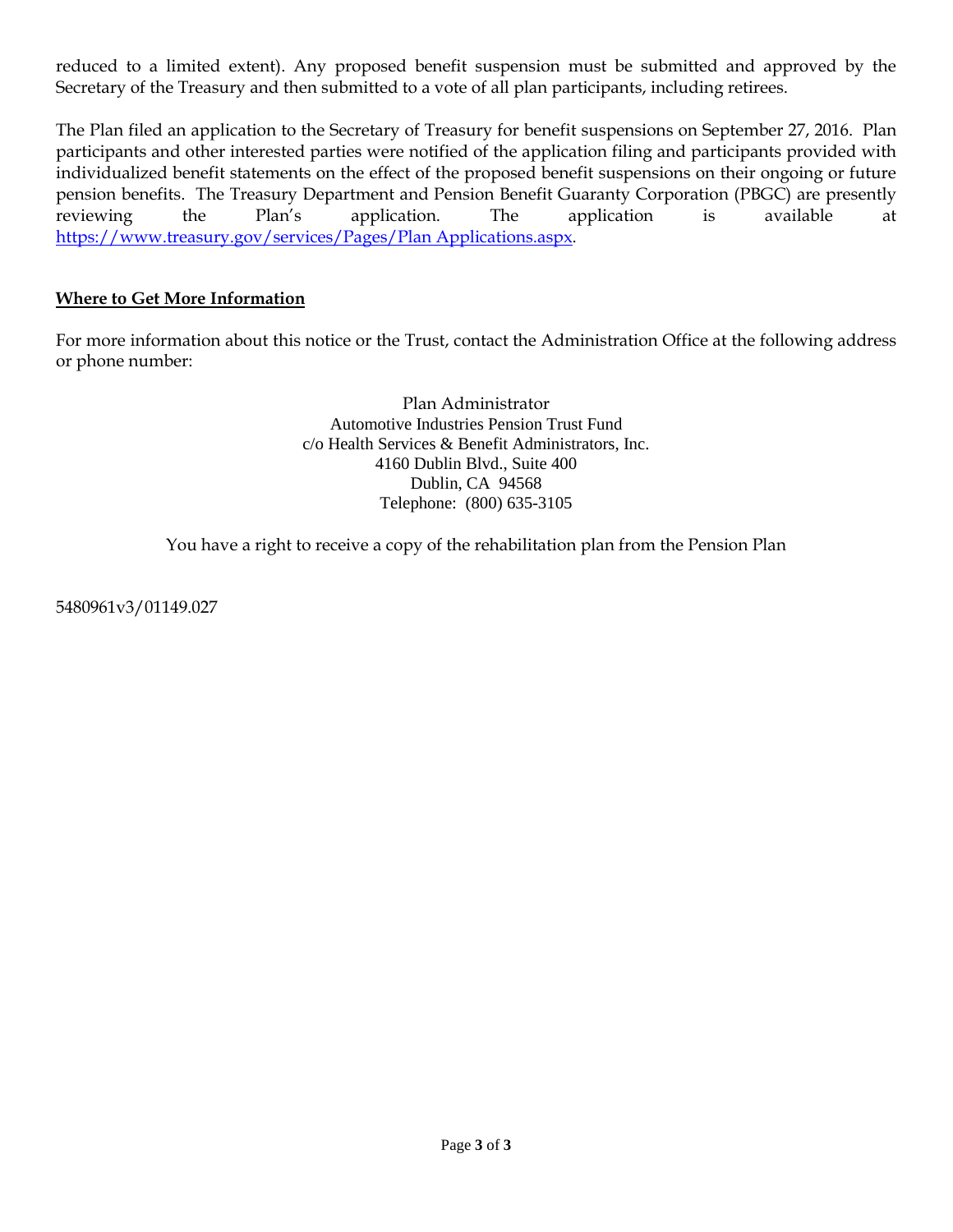reduced to a limited extent). Any proposed benefit suspension must be submitted and approved by the Secretary of the Treasury and then submitted to a vote of all plan participants, including retirees.

The Plan filed an application to the Secretary of Treasury for benefit suspensions on September 27, 2016. Plan participants and other interested parties were notified of the application filing and participants provided with individualized benefit statements on the effect of the proposed benefit suspensions on their ongoing or future pension benefits. The Treasury Department and Pension Benefit Guaranty Corporation (PBGC) are presently reviewing the Plan's application. The application is available at [https://www.treasury.gov/services/Pages/Plan Applications.aspx](https://www.treasury.gov/services/Pages/Plan Applications.aspx).

**Where to Get More Information**

For more information about this notice or the Trust, contact the Administration Office at the following address or phone number:

Plan Administrator
Automotive Industries Pension Trust Fund
c/o Health Services & Benefit Administrators, Inc.
4160 Dublin Blvd., Suite 400
Dublin, CA 94568
Telephone: (800) 635-3105

You have a right to receive a copy of the rehabilitation plan from the Pension Plan

5480961v3/01149.027